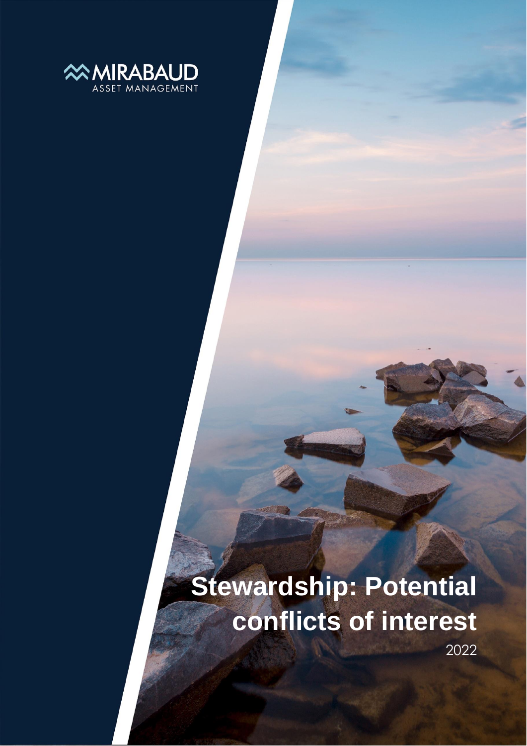MIRABAUD
ASSET MANAGEMENT

# Stewardship: Potential conflicts of interest

2022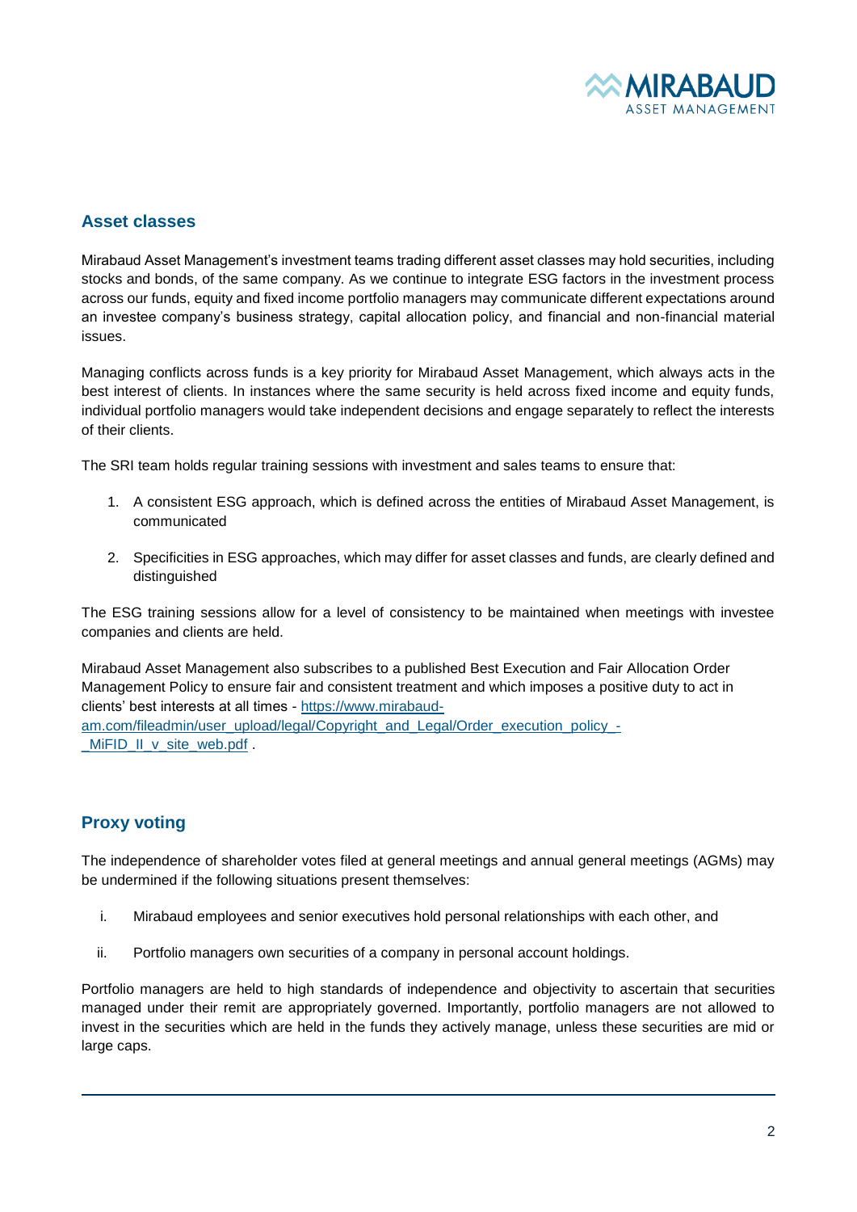## Asset classes

Mirabaud Asset Management's investment teams trading different asset classes may hold securities, including stocks and bonds, of the same company. As we continue to integrate ESG factors in the investment process across our funds, equity and fixed income portfolio managers may communicate different expectations around an investee company's business strategy, capital allocation policy, and financial and non-financial material issues.

Managing conflicts across funds is a key priority for Mirabaud Asset Management, which always acts in the best interest of clients. In instances where the same security is held across fixed income and equity funds, individual portfolio managers would take independent decisions and engage separately to reflect the interests of their clients.

The SRI team holds regular training sessions with investment and sales teams to ensure that:

1. A consistent ESG approach, which is defined across the entities of Mirabaud Asset Management, is communicated
2. Specificities in ESG approaches, which may differ for asset classes and funds, are clearly defined and distinguished

The ESG training sessions allow for a level of consistency to be maintained when meetings with investee companies and clients are held.

Mirabaud Asset Management also subscribes to a published Best Execution and Fair Allocation Order Management Policy to ensure fair and consistent treatment and which imposes a positive duty to act in clients' best interests at all times - [https://www.mirabaud-am.com/fileadmin/user_upload/legal/Copyright_and_Legal/Order_execution_policy_-_MiFID_II_v_site_web.pdf](https://www.mirabaud-am.com/fileadmin/user_upload/legal/Copyright_and_Legal/Order_execution_policy_-_MiFID_II_v_site_web.pdf) .

## Proxy voting

The independence of shareholder votes filed at general meetings and annual general meetings (AGMs) may be undermined if the following situations present themselves:

i. Mirabaud employees and senior executives hold personal relationships with each other, and
ii. Portfolio managers own securities of a company in personal account holdings.

Portfolio managers are held to high standards of independence and objectivity to ascertain that securities managed under their remit are appropriately governed. Importantly, portfolio managers are not allowed to invest in the securities which are held in the funds they actively manage, unless these securities are mid or large caps.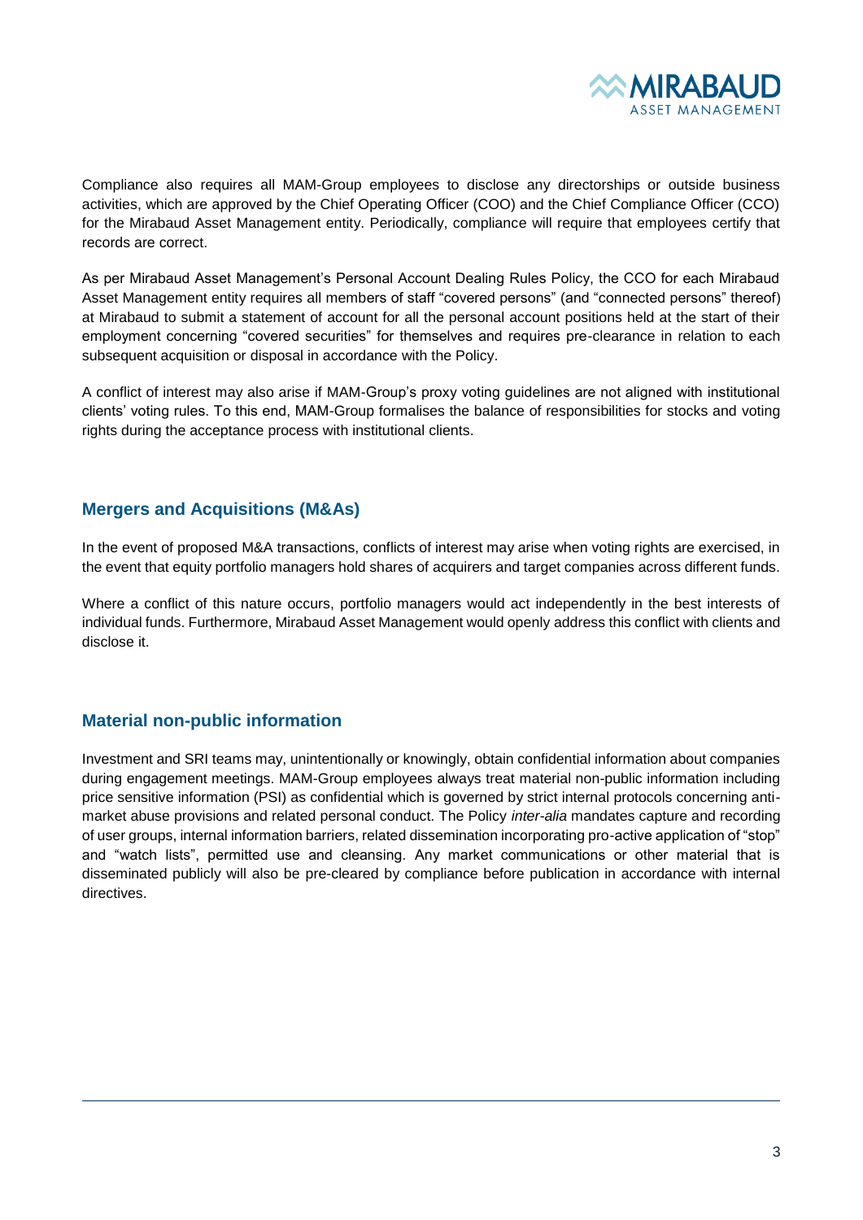Compliance also requires all MAM-Group employees to disclose any directorships or outside business activities, which are approved by the Chief Operating Officer (COO) and the Chief Compliance Officer (CCO) for the Mirabaud Asset Management entity. Periodically, compliance will require that employees certify that records are correct.

As per Mirabaud Asset Management's Personal Account Dealing Rules Policy, the CCO for each Mirabaud Asset Management entity requires all members of staff "covered persons" (and "connected persons" thereof) at Mirabaud to submit a statement of account for all the personal account positions held at the start of their employment concerning "covered securities" for themselves and requires pre-clearance in relation to each subsequent acquisition or disposal in accordance with the Policy.

A conflict of interest may also arise if MAM-Group's proxy voting guidelines are not aligned with institutional clients' voting rules. To this end, MAM-Group formalises the balance of responsibilities for stocks and voting rights during the acceptance process with institutional clients.

## Mergers and Acquisitions (M&As)

In the event of proposed M&A transactions, conflicts of interest may arise when voting rights are exercised, in the event that equity portfolio managers hold shares of acquirers and target companies across different funds.

Where a conflict of this nature occurs, portfolio managers would act independently in the best interests of individual funds. Furthermore, Mirabaud Asset Management would openly address this conflict with clients and disclose it.

## Material non-public information

Investment and SRI teams may, unintentionally or knowingly, obtain confidential information about companies during engagement meetings. MAM-Group employees always treat material non-public information including price sensitive information (PSI) as confidential which is governed by strict internal protocols concerning anti-market abuse provisions and related personal conduct. The Policy *inter-alia* mandates capture and recording of user groups, internal information barriers, related dissemination incorporating pro-active application of "stop" and "watch lists", permitted use and cleansing. Any market communications or other material that is disseminated publicly will also be pre-cleared by compliance before publication in accordance with internal directives.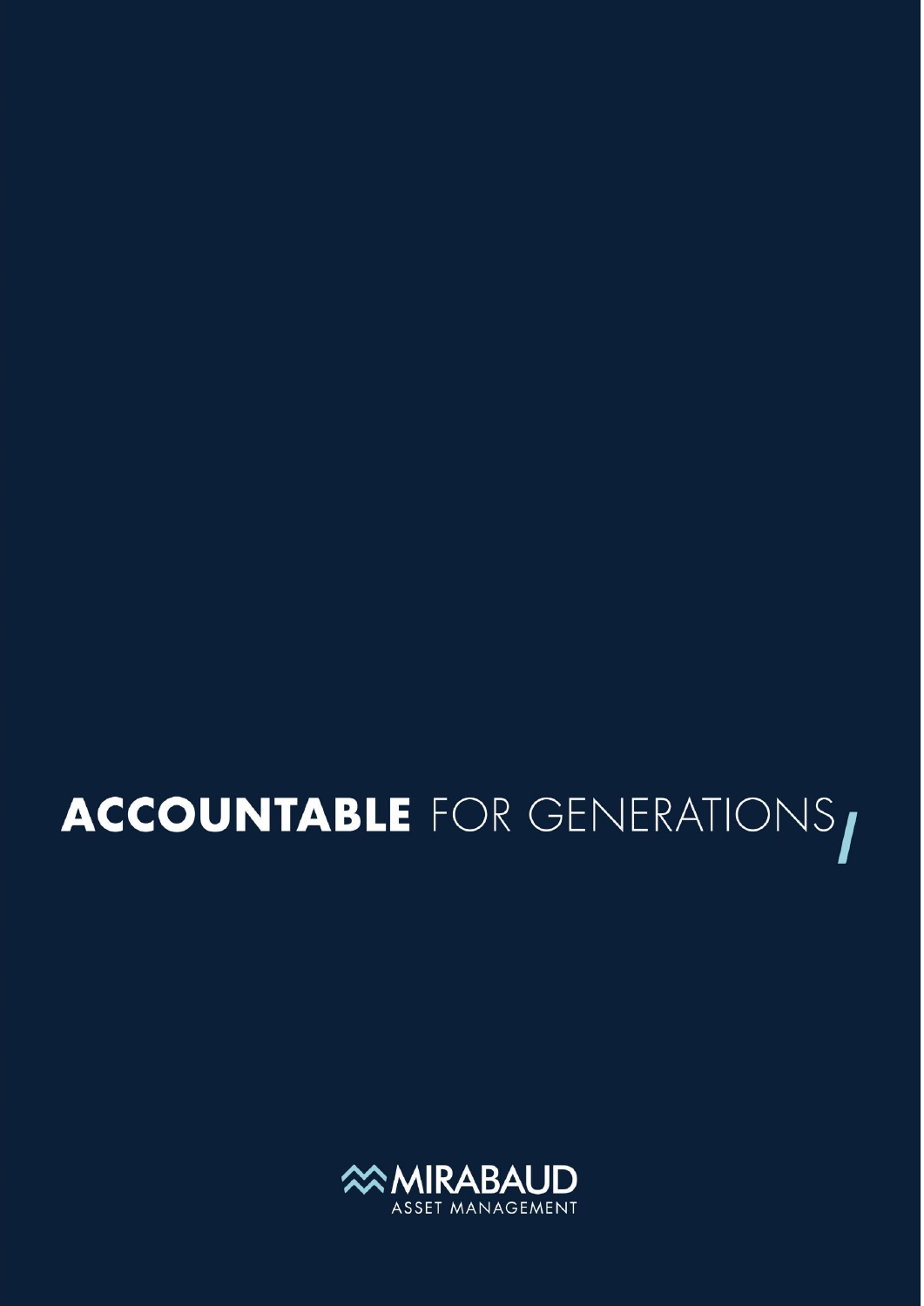**ACCOUNTABLE** FOR GENERATIONS

MIRABAUD
ASSET MANAGEMENT